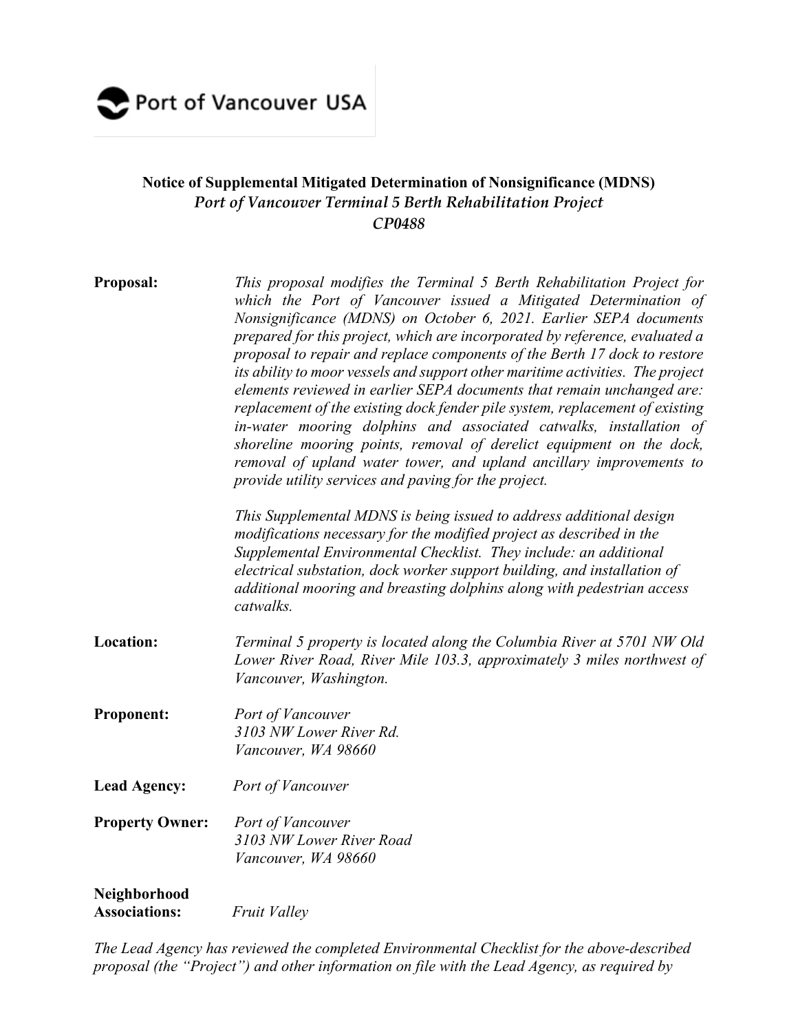Port of Vancouver USA

**Notice of Supplemental Mitigated Determination of Nonsignificance (MDNS)**
*Port of Vancouver Terminal 5 Berth Rehabilitation Project*
*CP0488*

**Proposal:** *This proposal modifies the Terminal 5 Berth Rehabilitation Project for which the Port of Vancouver issued a Mitigated Determination of Nonsignificance (MDNS) on October 6, 2021. Earlier SEPA documents prepared for this project, which are incorporated by reference, evaluated a proposal to repair and replace components of the Berth 17 dock to restore its ability to moor vessels and support other maritime activities. The project elements reviewed in earlier SEPA documents that remain unchanged are: replacement of the existing dock fender pile system, replacement of existing in-water mooring dolphins and associated catwalks, installation of shoreline mooring points, removal of derelict equipment on the dock, removal of upland water tower, and upland ancillary improvements to provide utility services and paving for the project.*

*This Supplemental MDNS is being issued to address additional design modifications necessary for the modified project as described in the Supplemental Environmental Checklist. They include: an additional electrical substation, dock worker support building, and installation of additional mooring and breasting dolphins along with pedestrian access catwalks.*

**Location:** *Terminal 5 property is located along the Columbia River at 5701 NW Old Lower River Road, River Mile 103.3, approximately 3 miles northwest of Vancouver, Washington.*

**Proponent:** *Port of Vancouver*
*3103 NW Lower River Rd.*
*Vancouver, WA 98660*

**Lead Agency:** *Port of Vancouver*

**Property Owner:** *Port of Vancouver*
*3103 NW Lower River Road*
*Vancouver, WA 98660*

**Neighborhood Associations:** *Fruit Valley*

*The Lead Agency has reviewed the completed Environmental Checklist for the above-described proposal (the "Project") and other information on file with the Lead Agency, as required by*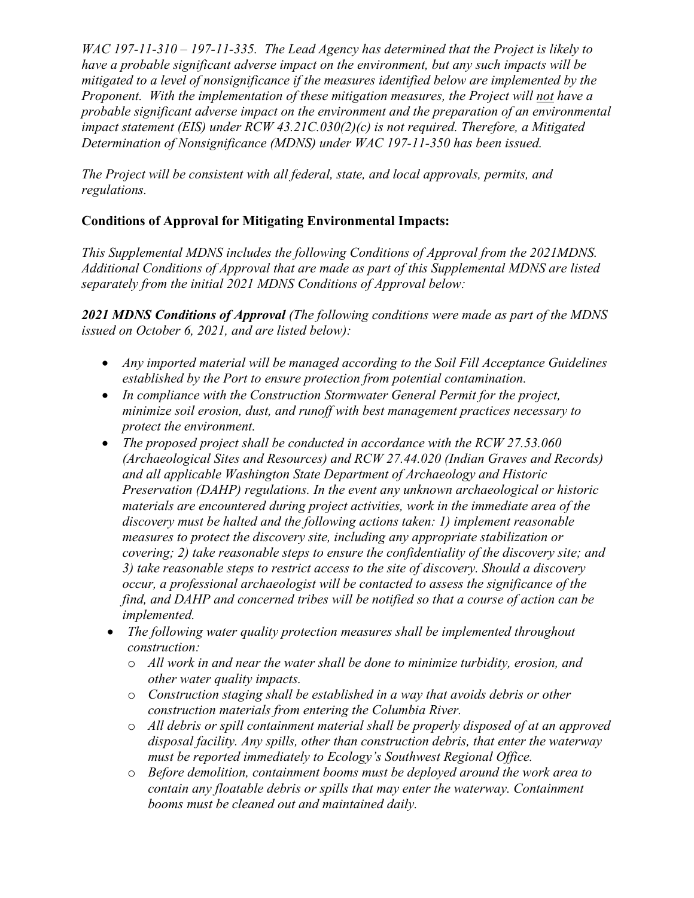*WAC 197-11-310 – 197-11-335. The Lead Agency has determined that the Project is likely to have a probable significant adverse impact on the environment, but any such impacts will be mitigated to a level of nonsignificance if the measures identified below are implemented by the Proponent. With the implementation of these mitigation measures, the Project will* <u>*not*</u> *have a probable significant adverse impact on the environment and the preparation of an environmental impact statement (EIS) under RCW 43.21C.030(2)(c) is not required. Therefore, a Mitigated Determination of Nonsignificance (MDNS) under WAC 197-11-350 has been issued.*

*The Project will be consistent with all federal, state, and local approvals, permits, and regulations.*

**Conditions of Approval for Mitigating Environmental Impacts:**

*This Supplemental MDNS includes the following Conditions of Approval from the 2021MDNS. Additional Conditions of Approval that are made as part of this Supplemental MDNS are listed separately from the initial 2021 MDNS Conditions of Approval below:*

***2021 MDNS Conditions of Approval*** *(The following conditions were made as part of the MDNS issued on October 6, 2021, and are listed below):*

- *Any imported material will be managed according to the Soil Fill Acceptance Guidelines established by the Port to ensure protection from potential contamination.*
- *In compliance with the Construction Stormwater General Permit for the project, minimize soil erosion, dust, and runoff with best management practices necessary to protect the environment.*
- *The proposed project shall be conducted in accordance with the RCW 27.53.060 (Archaeological Sites and Resources) and RCW 27.44.020 (Indian Graves and Records) and all applicable Washington State Department of Archaeology and Historic Preservation (DAHP) regulations. In the event any unknown archaeological or historic materials are encountered during project activities, work in the immediate area of the discovery must be halted and the following actions taken: 1) implement reasonable measures to protect the discovery site, including any appropriate stabilization or covering; 2) take reasonable steps to ensure the confidentiality of the discovery site; and 3) take reasonable steps to restrict access to the site of discovery. Should a discovery occur, a professional archaeologist will be contacted to assess the significance of the find, and DAHP and concerned tribes will be notified so that a course of action can be implemented.*
- *The following water quality protection measures shall be implemented throughout construction:*
  - *All work in and near the water shall be done to minimize turbidity, erosion, and other water quality impacts.*
  - *Construction staging shall be established in a way that avoids debris or other construction materials from entering the Columbia River.*
  - *All debris or spill containment material shall be properly disposed of at an approved disposal facility. Any spills, other than construction debris, that enter the waterway must be reported immediately to Ecology's Southwest Regional Office.*
  - *Before demolition, containment booms must be deployed around the work area to contain any floatable debris or spills that may enter the waterway. Containment booms must be cleaned out and maintained daily.*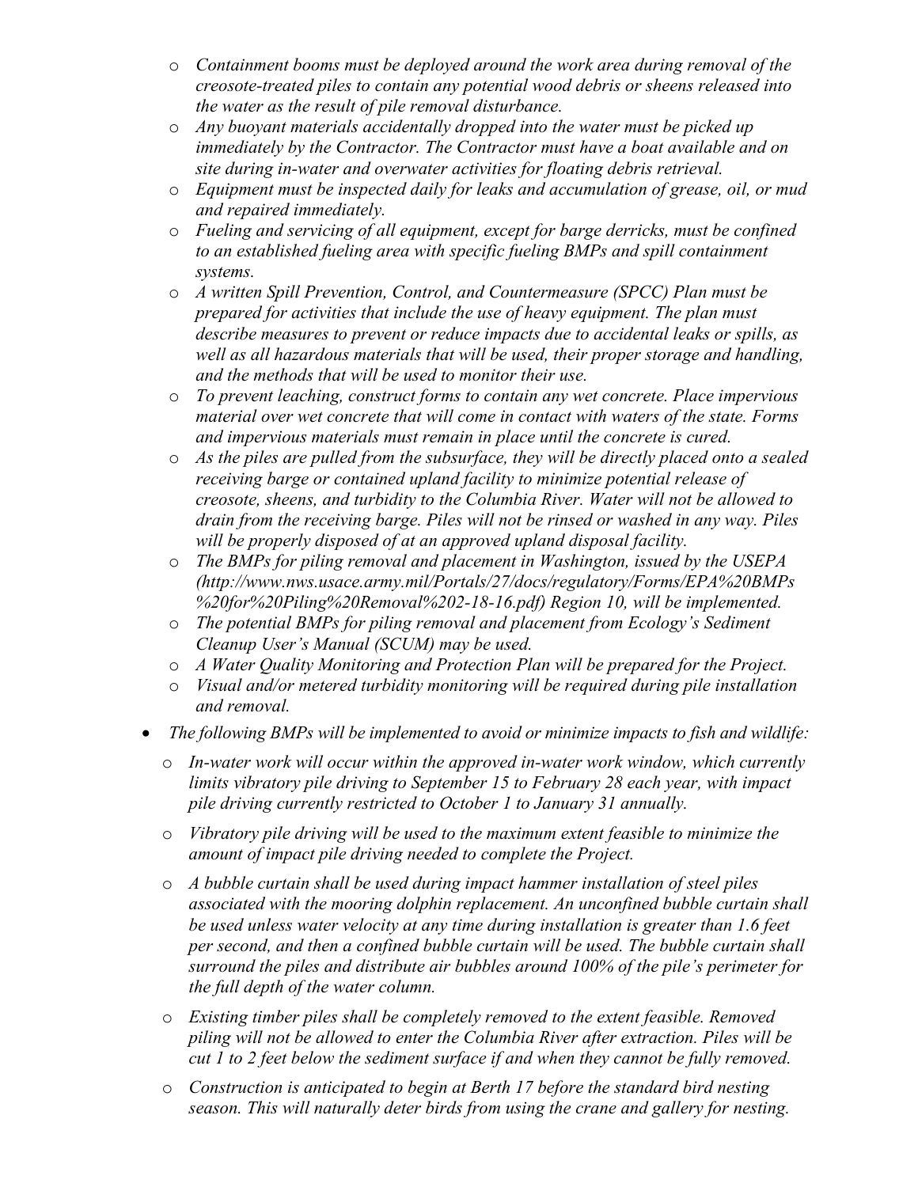- *Containment booms must be deployed around the work area during removal of the creosote-treated piles to contain any potential wood debris or sheens released into the water as the result of pile removal disturbance.*
- *Any buoyant materials accidentally dropped into the water must be picked up immediately by the Contractor. The Contractor must have a boat available and on site during in-water and overwater activities for floating debris retrieval.*
- *Equipment must be inspected daily for leaks and accumulation of grease, oil, or mud and repaired immediately.*
- *Fueling and servicing of all equipment, except for barge derricks, must be confined to an established fueling area with specific fueling BMPs and spill containment systems.*
- *A written Spill Prevention, Control, and Countermeasure (SPCC) Plan must be prepared for activities that include the use of heavy equipment. The plan must describe measures to prevent or reduce impacts due to accidental leaks or spills, as well as all hazardous materials that will be used, their proper storage and handling, and the methods that will be used to monitor their use.*
- *To prevent leaching, construct forms to contain any wet concrete. Place impervious material over wet concrete that will come in contact with waters of the state. Forms and impervious materials must remain in place until the concrete is cured.*
- *As the piles are pulled from the subsurface, they will be directly placed onto a sealed receiving barge or contained upland facility to minimize potential release of creosote, sheens, and turbidity to the Columbia River. Water will not be allowed to drain from the receiving barge. Piles will not be rinsed or washed in any way. Piles will be properly disposed of at an approved upland disposal facility.*
- *The BMPs for piling removal and placement in Washington, issued by the USEPA (http://www.nws.usace.army.mil/Portals/27/docs/regulatory/Forms/EPA%20BMPs%20for%20Piling%20Removal%202-18-16.pdf) Region 10, will be implemented.*
- *The potential BMPs for piling removal and placement from Ecology's Sediment Cleanup User's Manual (SCUM) may be used.*
- *A Water Quality Monitoring and Protection Plan will be prepared for the Project.*
- *Visual and/or metered turbidity monitoring will be required during pile installation and removal.*

- *The following BMPs will be implemented to avoid or minimize impacts to fish and wildlife:*
  - *In-water work will occur within the approved in-water work window, which currently limits vibratory pile driving to September 15 to February 28 each year, with impact pile driving currently restricted to October 1 to January 31 annually.*
  - *Vibratory pile driving will be used to the maximum extent feasible to minimize the amount of impact pile driving needed to complete the Project.*
  - *A bubble curtain shall be used during impact hammer installation of steel piles associated with the mooring dolphin replacement. An unconfined bubble curtain shall be used unless water velocity at any time during installation is greater than 1.6 feet per second, and then a confined bubble curtain will be used. The bubble curtain shall surround the piles and distribute air bubbles around 100% of the pile's perimeter for the full depth of the water column.*
  - *Existing timber piles shall be completely removed to the extent feasible. Removed piling will not be allowed to enter the Columbia River after extraction. Piles will be cut 1 to 2 feet below the sediment surface if and when they cannot be fully removed.*
  - *Construction is anticipated to begin at Berth 17 before the standard bird nesting season. This will naturally deter birds from using the crane and gallery for nesting.*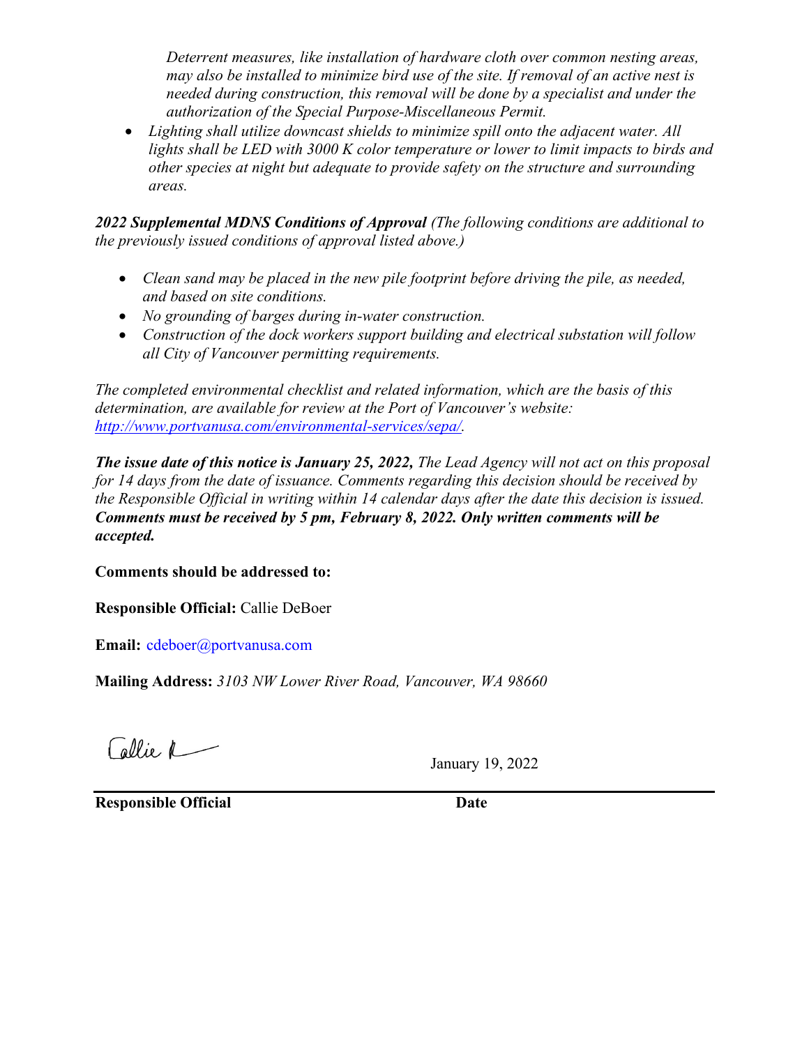*Deterrent measures, like installation of hardware cloth over common nesting areas, may also be installed to minimize bird use of the site. If removal of an active nest is needed during construction, this removal will be done by a specialist and under the authorization of the Special Purpose-Miscellaneous Permit.*

- *Lighting shall utilize downcast shields to minimize spill onto the adjacent water. All lights shall be LED with 3000 K color temperature or lower to limit impacts to birds and other species at night but adequate to provide safety on the structure and surrounding areas.*

***2022 Supplemental MDNS Conditions of Approval*** *(The following conditions are additional to the previously issued conditions of approval listed above.)*

- *Clean sand may be placed in the new pile footprint before driving the pile, as needed, and based on site conditions.*
- *No grounding of barges during in-water construction.*
- *Construction of the dock workers support building and electrical substation will follow all City of Vancouver permitting requirements.*

*The completed environmental checklist and related information, which are the basis of this determination, are available for review at the Port of Vancouver's website: [http://www.portvanusa.com/environmental-services/sepa/](http://www.portvanusa.com/environmental-services/sepa/).*

***The issue date of this notice is January 25, 2022,*** *The Lead Agency will not act on this proposal for 14 days from the date of issuance. Comments regarding this decision should be received by the Responsible Official in writing within 14 calendar days after the date this decision is issued.* ***Comments must be received by 5 pm, February 8, 2022. Only written comments will be accepted.***

**Comments should be addressed to:**

**Responsible Official:** Callie DeBoer

**Email:** cdeboer@portvanusa.com

**Mailing Address:** *3103 NW Lower River Road, Vancouver, WA 98660*

January 19, 2022

**Responsible Official** **Date**